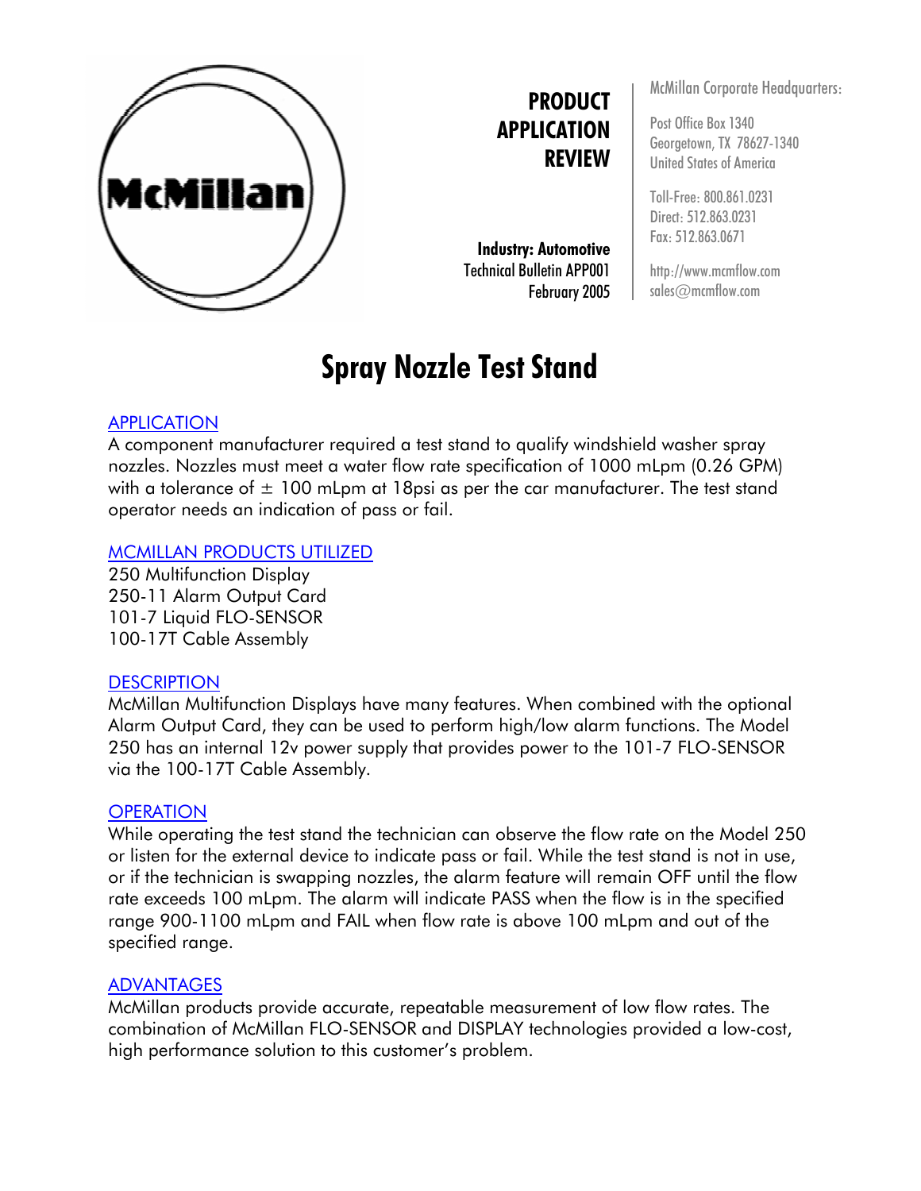**PRODUCT APPLICATION REVIEW**

**Industry: Automotive**
Technical Bulletin APP001
February 2005

McMillan Corporate Headquarters:

Post Office Box 1340
Georgetown, TX 78627-1340
United States of America

Toll-Free: 800.861.0231
Direct: 512.863.0231
Fax: 512.863.0671

http://www.mcmflow.com
sales@mcmflow.com

# Spray Nozzle Test Stand

## APPLICATION

A component manufacturer required a test stand to qualify windshield washer spray nozzles. Nozzles must meet a water flow rate specification of 1000 mLpm (0.26 GPM) with a tolerance of ± 100 mLpm at 18psi as per the car manufacturer. The test stand operator needs an indication of pass or fail.

## MCMILLAN PRODUCTS UTILIZED

250 Multifunction Display
250-11 Alarm Output Card
101-7 Liquid FLO-SENSOR
100-17T Cable Assembly

## DESCRIPTION

McMillan Multifunction Displays have many features. When combined with the optional Alarm Output Card, they can be used to perform high/low alarm functions. The Model 250 has an internal 12v power supply that provides power to the 101-7 FLO-SENSOR via the 100-17T Cable Assembly.

## OPERATION

While operating the test stand the technician can observe the flow rate on the Model 250 or listen for the external device to indicate pass or fail. While the test stand is not in use, or if the technician is swapping nozzles, the alarm feature will remain OFF until the flow rate exceeds 100 mLpm. The alarm will indicate PASS when the flow is in the specified range 900-1100 mLpm and FAIL when flow rate is above 100 mLpm and out of the specified range.

## ADVANTAGES

McMillan products provide accurate, repeatable measurement of low flow rates. The combination of McMillan FLO-SENSOR and DISPLAY technologies provided a low-cost, high performance solution to this customer's problem.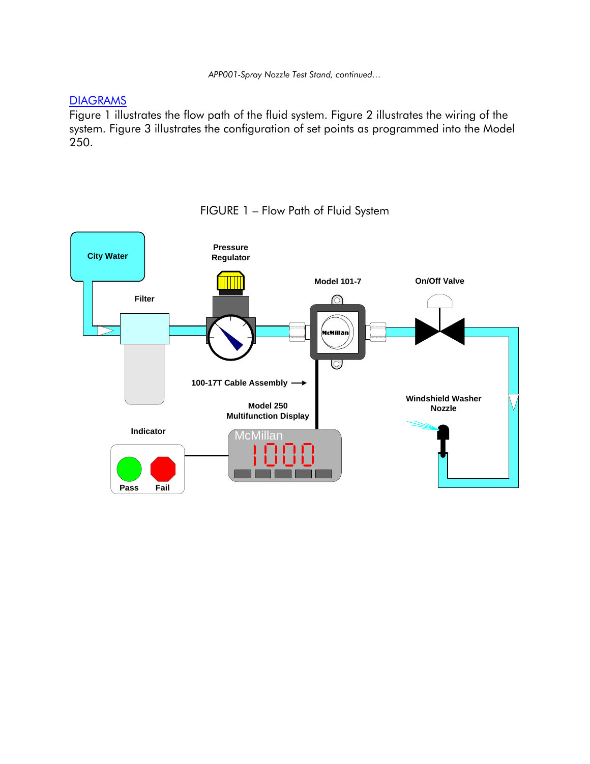## DIAGRAMS

Figure 1 illustrates the flow path of the fluid system. Figure 2 illustrates the wiring of the system. Figure 3 illustrates the configuration of set points as programmed into the Model 250.

FIGURE 1 – Flow Path of Fluid System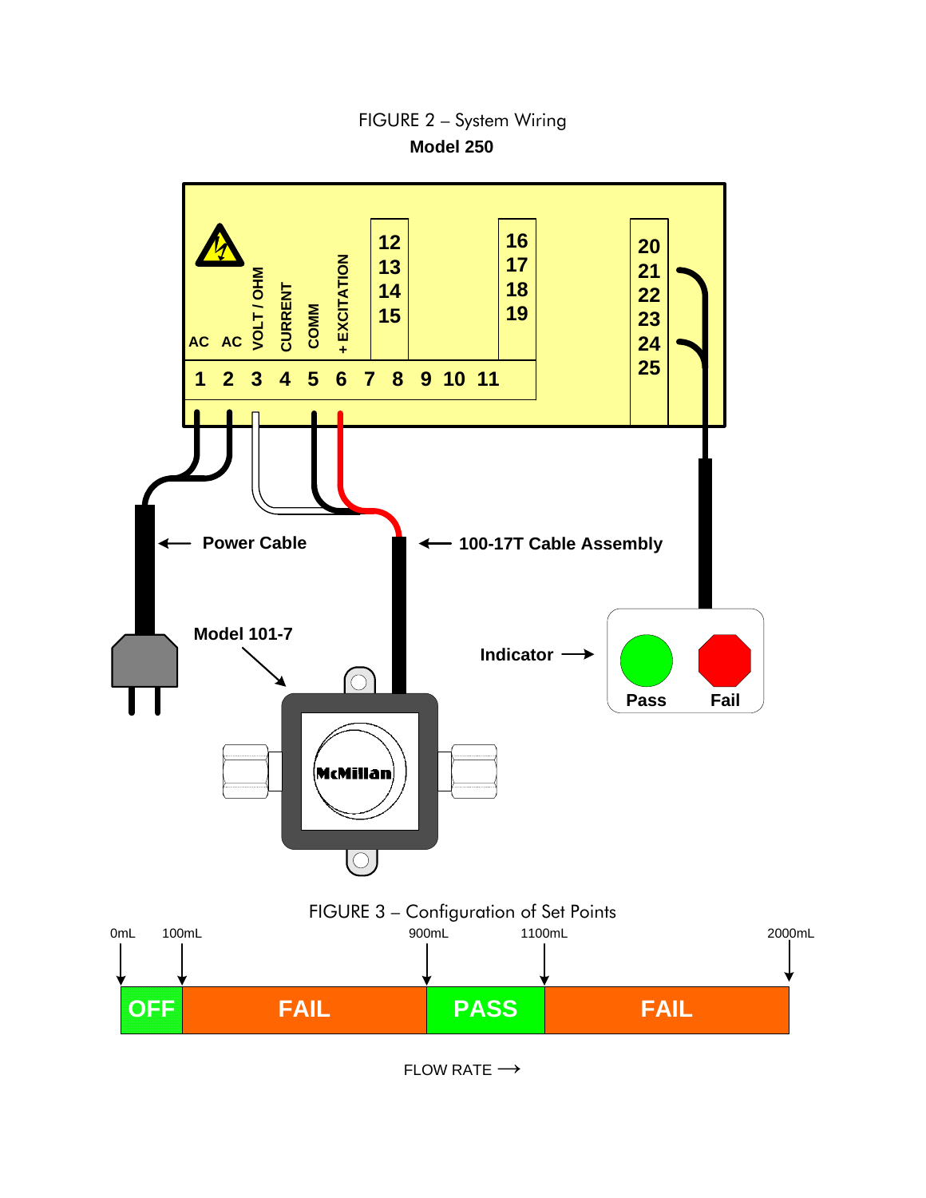FIGURE 2 – System Wiring

**Model 250**

AC
AC
VOLT / OHM
CURRENT
COMM
+ EXCITATION

1 2 3 4 5 6 7 8 9 10 11

12
13
14
15

16
17
18
19

20
21
22
23
24
25

Power Cable

100-17T Cable Assembly

Model 101-7

McMillan

Indicator

Pass
Fail

FIGURE 3 – Configuration of Set Points

0mL
100mL
900mL
1100mL
2000mL

OFF
FAIL
PASS
FAIL

FLOW RATE ⟶